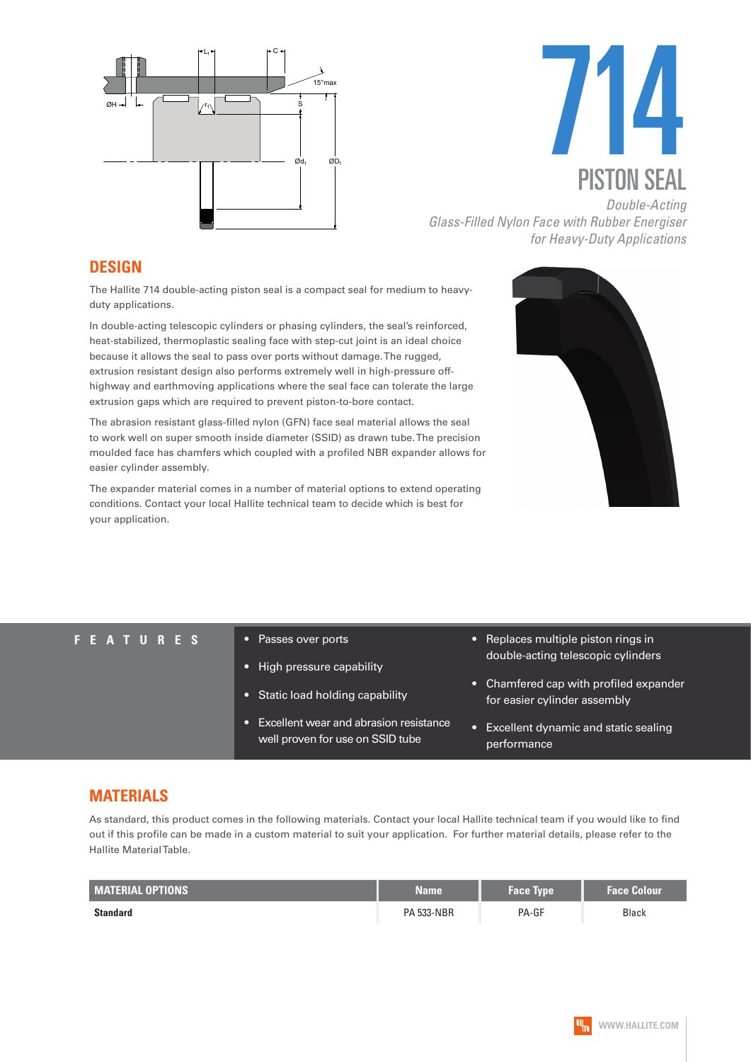# 714

## PISTON SEAL

*Double-Acting*
*Glass-Filled Nylon Face with Rubber Energiser*
*for Heavy-Duty Applications*

## DESIGN

The Hallite 714 double-acting piston seal is a compact seal for medium to heavy-duty applications.

In double-acting telescopic cylinders or phasing cylinders, the seal's reinforced, heat-stabilized, thermoplastic sealing face with step-cut joint is an ideal choice because it allows the seal to pass over ports without damage. The rugged, extrusion resistant design also performs extremely well in high-pressure off-highway and earthmoving applications where the seal face can tolerate the large extrusion gaps which are required to prevent piston-to-bore contact.

The abrasion resistant glass-filled nylon (GFN) face seal material allows the seal to work well on super smooth inside diameter (SSID) as drawn tube. The precision moulded face has chamfers which coupled with a profiled NBR expander allows for easier cylinder assembly.

The expander material comes in a number of material options to extend operating conditions. Contact your local Hallite technical team to decide which is best for your application.

## FEATURES

- Passes over ports
- High pressure capability
- Static load holding capability
- Excellent wear and abrasion resistance well proven for use on SSID tube
- Replaces multiple piston rings in double-acting telescopic cylinders
- Chamfered cap with profiled expander for easier cylinder assembly
- Excellent dynamic and static sealing performance

## MATERIALS

As standard, this product comes in the following materials. Contact your local Hallite technical team if you would like to find out if this profile can be made in a custom material to suit your application. For further material details, please refer to the Hallite Material Table.

| MATERIAL OPTIONS | Name | Face Type | Face Colour |
|---|---|---|---|
| **Standard** | PA 533-NBR | PA-GF | Black |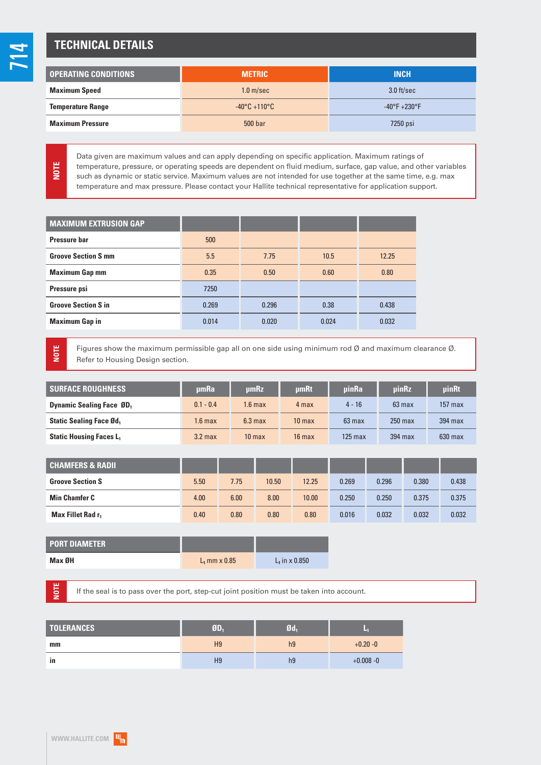## TECHNICAL DETAILS

| OPERATING CONDITIONS | METRIC | INCH |
|---|---|---|
| **Maximum Speed** | 1.0 m/sec | 3.0 ft/sec |
| **Temperature Range** | -40°C +110°C | -40°F +230°F |
| **Maximum Pressure** | 500 bar | 7250 psi |

**NOTE** Data given are maximum values and can apply depending on specific application. Maximum ratings of temperature, pressure, or operating speeds are dependent on fluid medium, surface, gap value, and other variables such as dynamic or static service. Maximum values are not intended for use together at the same time, e.g. max temperature and max pressure. Please contact your Hallite technical representative for application support.

| MAXIMUM EXTRUSION GAP | | | | |
|---|---|---|---|---|
| **Pressure bar** | 500 | | | |
| **Groove Section S mm** | 5.5 | 7.75 | 10.5 | 12.25 |
| **Maximum Gap mm** | 0.35 | 0.50 | 0.60 | 0.80 |
| **Pressure psi** | 7250 | | | |
| **Groove Section S in** | 0.269 | 0.296 | 0.38 | 0.438 |
| **Maximum Gap in** | 0.014 | 0.020 | 0.024 | 0.032 |

**NOTE** Figures show the maximum permissible gap all on one side using minimum rod Ø and maximum clearance Ø. Refer to Housing Design section.

| SURFACE ROUGHNESS | μmRa | μmRz | μmRt | μinRa | μinRz | μinRt |
|---|---|---|---|---|---|---|
| **Dynamic Sealing Face $ØD_1$** | 0.1 - 0.4 | 1.6 max | 4 max | 4 - 16 | 63 max | 157 max |
| **Static Sealing Face $Ød_1$** | 1.6 max | 6.3 max | 10 max | 63 max | 250 max | 394 max |
| **Static Housing Faces $L_1$** | 3.2 max | 10 max | 16 max | 125 max | 394 max | 630 max |

| CHAMFERS & RADII | | | | | | | | |
|---|---|---|---|---|---|---|---|---|
| **Groove Section S** | 5.50 | 7.75 | 10.50 | 12.25 | 0.269 | 0.296 | 0.380 | 0.438 |
| **Min Chamfer C** | 4.00 | 6.00 | 8.00 | 10.00 | 0.250 | 0.250 | 0.375 | 0.375 |
| **Max Fillet Rad $r_1$** | 0.40 | 0.80 | 0.80 | 0.80 | 0.016 | 0.032 | 0.032 | 0.032 |

| PORT DIAMETER | | |
|---|---|---|
| **Max ØH** | $L_1$ mm x 0.85 | $L_1$ in x 0.850 |

**NOTE** If the seal is to pass over the port, step-cut joint position must be taken into account.

| TOLERANCES | $ØD_1$ | $Ød_1$ | $L_1$ |
|---|---|---|---|
| **mm** | H9 | h9 | +0.20 -0 |
| **in** | H9 | h9 | +0.008 -0 |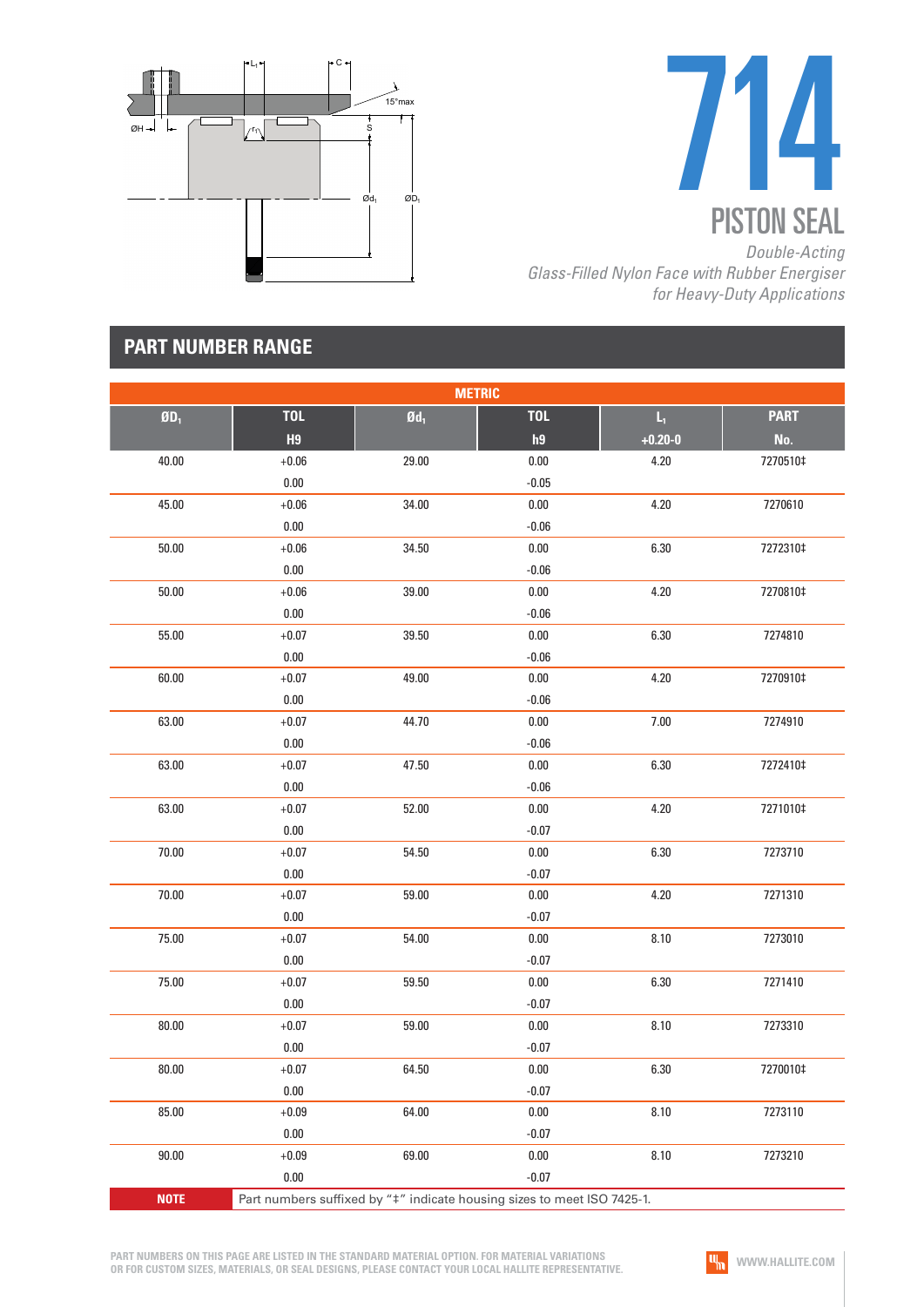# 714

## PISTON SEAL

*Double-Acting*
*Glass-Filled Nylon Face with Rubber Energiser*
*for Heavy-Duty Applications*

## PART NUMBER RANGE

| METRIC | | | | | |
|---|---|---|---|---|---|
| **Ø$D_1$** | **TOL H9** | **Ø$d_1$** | **TOL h9** | **$L_1$ +0.20-0** | **PART No.** |
| 40.00 | +0.06 / 0.00 | 29.00 | 0.00 / -0.05 | 4.20 | 7270510‡ |
| 45.00 | +0.06 / 0.00 | 34.00 | 0.00 / -0.06 | 4.20 | 7270610 |
| 50.00 | +0.06 / 0.00 | 34.50 | 0.00 / -0.06 | 6.30 | 7272310‡ |
| 50.00 | +0.06 / 0.00 | 39.00 | 0.00 / -0.06 | 4.20 | 7270810‡ |
| 55.00 | +0.07 / 0.00 | 39.50 | 0.00 / -0.06 | 6.30 | 7274810 |
| 60.00 | +0.07 / 0.00 | 49.00 | 0.00 / -0.06 | 4.20 | 7270910‡ |
| 63.00 | +0.07 / 0.00 | 44.70 | 0.00 / -0.06 | 7.00 | 7274910 |
| 63.00 | +0.07 / 0.00 | 47.50 | 0.00 / -0.06 | 6.30 | 7272410‡ |
| 63.00 | +0.07 / 0.00 | 52.00 | 0.00 / -0.07 | 4.20 | 7271010‡ |
| 70.00 | +0.07 / 0.00 | 54.50 | 0.00 / -0.07 | 6.30 | 7273710 |
| 70.00 | +0.07 / 0.00 | 59.00 | 0.00 / -0.07 | 4.20 | 7271310 |
| 75.00 | +0.07 / 0.00 | 54.00 | 0.00 / -0.07 | 8.10 | 7273010 |
| 75.00 | +0.07 / 0.00 | 59.50 | 0.00 / -0.07 | 6.30 | 7271410 |
| 80.00 | +0.07 / 0.00 | 59.00 | 0.00 / -0.07 | 8.10 | 7273310 |
| 80.00 | +0.07 / 0.00 | 64.50 | 0.00 / -0.07 | 6.30 | 7270010‡ |
| 85.00 | +0.09 / 0.00 | 64.00 | 0.00 / -0.07 | 8.10 | 7273110 |
| 90.00 | +0.09 / 0.00 | 69.00 | 0.00 / -0.07 | 8.10 | 7273210 |

**NOTE** Part numbers suffixed by "‡" indicate housing sizes to meet ISO 7425-1.

PART NUMBERS ON THIS PAGE ARE LISTED IN THE STANDARD MATERIAL OPTION. FOR MATERIAL VARIATIONS OR FOR CUSTOM SIZES, MATERIALS, OR SEAL DESIGNS, PLEASE CONTACT YOUR LOCAL HALLITE REPRESENTATIVE.

WWW.HALLITE.COM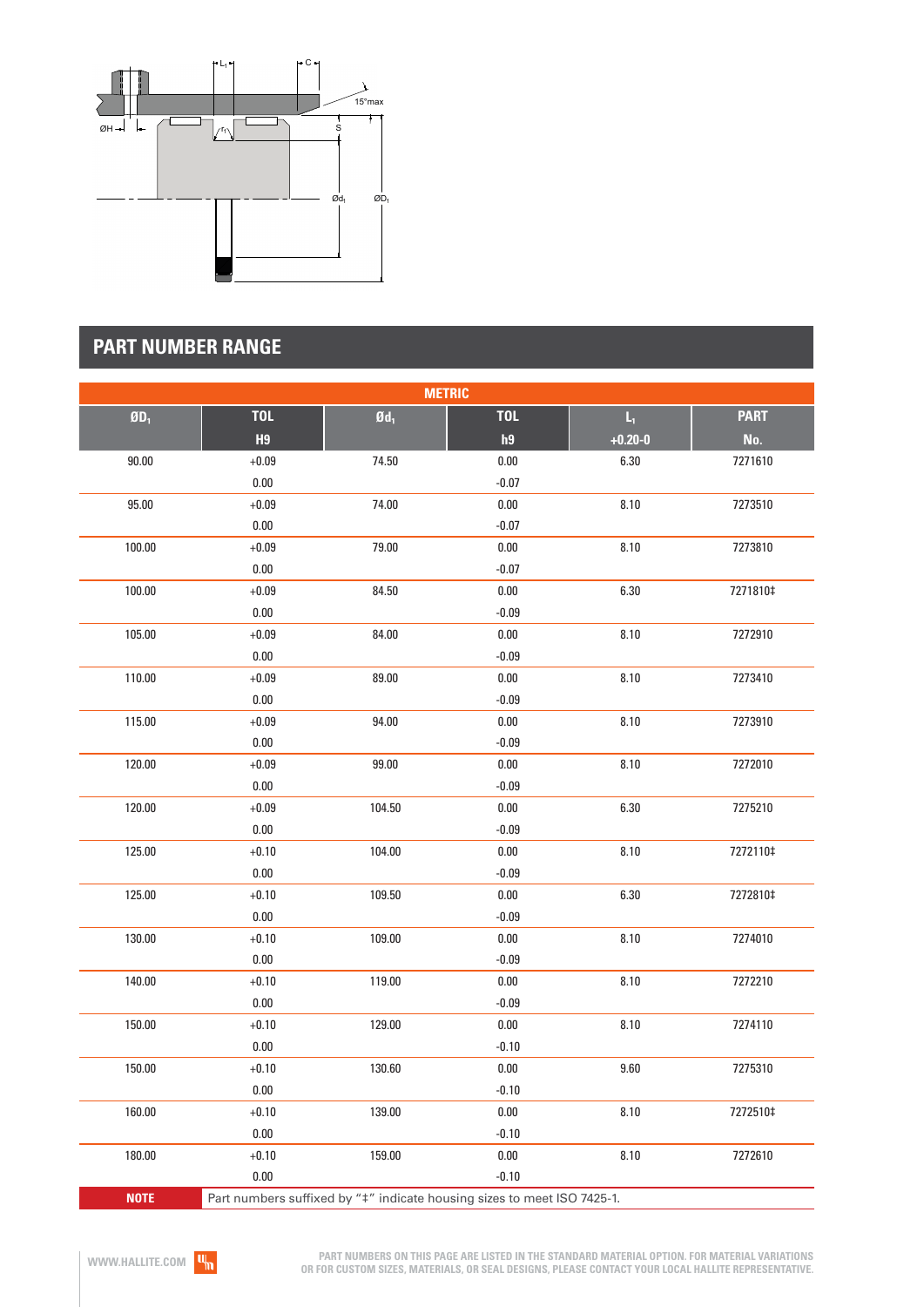## PART NUMBER RANGE

| METRIC | | | | | |
|---|---|---|---|---|---|
| $ØD_1$ | TOL H9 | $Ød_1$ | TOL h9 | $L_1$ +0.20-0 | PART No. |
| 90.00 | +0.09 / 0.00 | 74.50 | 0.00 / -0.07 | 6.30 | 7271610 |
| 95.00 | +0.09 / 0.00 | 74.00 | 0.00 / -0.07 | 8.10 | 7273510 |
| 100.00 | +0.09 / 0.00 | 79.00 | 0.00 / -0.07 | 8.10 | 7273810 |
| 100.00 | +0.09 / 0.00 | 84.50 | 0.00 / -0.09 | 6.30 | 7271810‡ |
| 105.00 | +0.09 / 0.00 | 84.00 | 0.00 / -0.09 | 8.10 | 7272910 |
| 110.00 | +0.09 / 0.00 | 89.00 | 0.00 / -0.09 | 8.10 | 7273410 |
| 115.00 | +0.09 / 0.00 | 94.00 | 0.00 / -0.09 | 8.10 | 7273910 |
| 120.00 | +0.09 / 0.00 | 99.00 | 0.00 / -0.09 | 8.10 | 7272010 |
| 120.00 | +0.09 / 0.00 | 104.50 | 0.00 / -0.09 | 6.30 | 7275210 |
| 125.00 | +0.10 / 0.00 | 104.00 | 0.00 / -0.09 | 8.10 | 7272110‡ |
| 125.00 | +0.10 / 0.00 | 109.50 | 0.00 / -0.09 | 6.30 | 7272810‡ |
| 130.00 | +0.10 / 0.00 | 109.00 | 0.00 / -0.09 | 8.10 | 7274010 |
| 140.00 | +0.10 / 0.00 | 119.00 | 0.00 / -0.09 | 8.10 | 7272210 |
| 150.00 | +0.10 / 0.00 | 129.00 | 0.00 / -0.10 | 8.10 | 7274110 |
| 150.00 | +0.10 / 0.00 | 130.60 | 0.00 / -0.10 | 9.60 | 7275310 |
| 160.00 | +0.10 / 0.00 | 139.00 | 0.00 / -0.10 | 8.10 | 7272510‡ |
| 180.00 | +0.10 / 0.00 | 159.00 | 0.00 / -0.10 | 8.10 | 7272610 |
| NOTE | Part numbers suffixed by "‡" indicate housing sizes to meet ISO 7425-1. | | | | |

PART NUMBERS ON THIS PAGE ARE LISTED IN THE STANDARD MATERIAL OPTION. FOR MATERIAL VARIATIONS OR FOR CUSTOM SIZES, MATERIALS, OR SEAL DESIGNS, PLEASE CONTACT YOUR LOCAL HALLITE REPRESENTATIVE.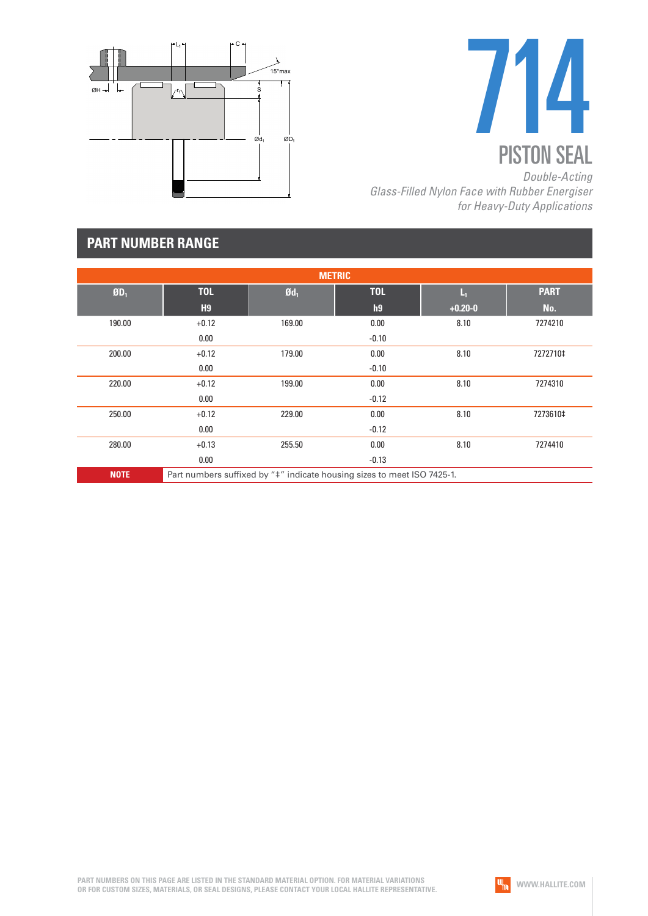# 714

## PISTON SEAL

*Double-Acting*
*Glass-Filled Nylon Face with Rubber Energiser*
*for Heavy-Duty Applications*

## PART NUMBER RANGE

| METRIC | | | | | |
|---|---|---|---|---|---|
| $ØD_1$ | TOL H9 | $Ød_1$ | TOL h9 | $L_1$ +0.20-0 | PART No. |
| 190.00 | +0.12 / 0.00 | 169.00 | 0.00 / -0.10 | 8.10 | 7274210 |
| 200.00 | +0.12 / 0.00 | 179.00 | 0.00 / -0.10 | 8.10 | 7272710‡ |
| 220.00 | +0.12 / 0.00 | 199.00 | 0.00 / -0.12 | 8.10 | 7274310 |
| 250.00 | +0.12 / 0.00 | 229.00 | 0.00 / -0.12 | 8.10 | 7273610‡ |
| 280.00 | +0.13 / 0.00 | 255.50 | 0.00 / -0.13 | 8.10 | 7274410 |

**NOTE** Part numbers suffixed by "‡" indicate housing sizes to meet ISO 7425-1.

PART NUMBERS ON THIS PAGE ARE LISTED IN THE STANDARD MATERIAL OPTION. FOR MATERIAL VARIATIONS OR FOR CUSTOM SIZES, MATERIALS, OR SEAL DESIGNS, PLEASE CONTACT YOUR LOCAL HALLITE REPRESENTATIVE.

WWW.HALLITE.COM